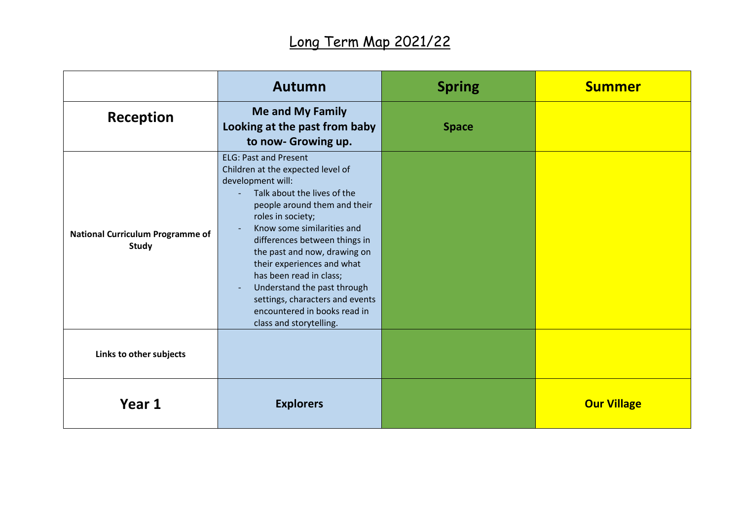# Long Term Map 2021/22

| | Autumn | Spring | Summer |
|---|---|---|---|
| **Reception** | **Me and My Family Looking at the past from baby to now- Growing up.** | **Space** | |
| **National Curriculum Programme of Study** | ELG: Past and Present<br>Children at the expected level of development will:<br>- Talk about the lives of the people around them and their roles in society;<br>- Know some similarities and differences between things in the past and now, drawing on their experiences and what has been read in class;<br>- Understand the past through settings, characters and events encountered in books read in class and storytelling. | | |
| **Links to other subjects** | | | |
| **Year 1** | **Explorers** | | **Our Village** |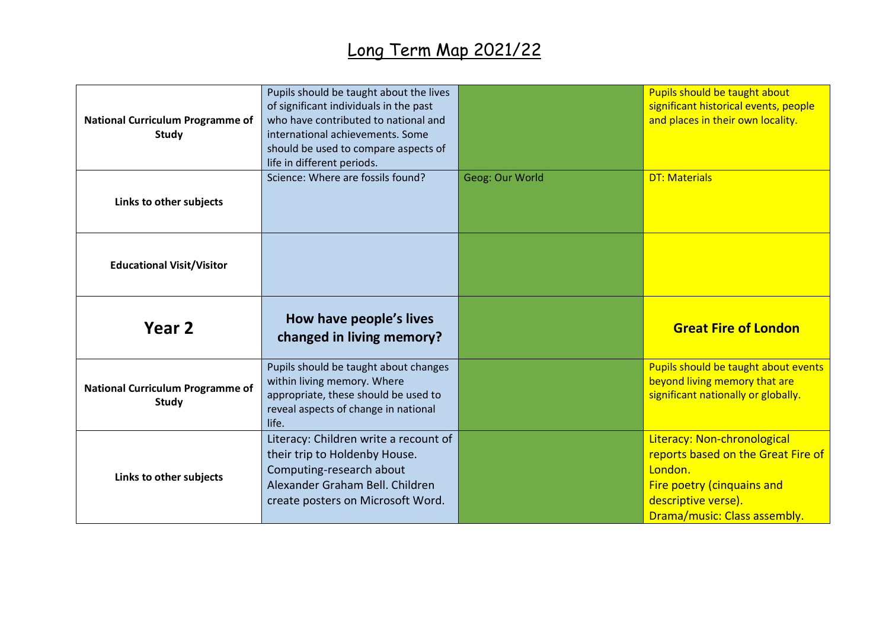# Long Term Map 2021/22

| | | | |
|---|---|---|---|
| **National Curriculum Programme of Study** | Pupils should be taught about the lives of significant individuals in the past who have contributed to national and international achievements. Some should be used to compare aspects of life in different periods. | | Pupils should be taught about significant historical events, people and places in their own locality. |
| **Links to other subjects** | Science: Where are fossils found? | Geog: Our World | DT: Materials |
| **Educational Visit/Visitor** | | | |
| **Year 2** | **How have people's lives changed in living memory?** | | **Great Fire of London** |
| **National Curriculum Programme of Study** | Pupils should be taught about changes within living memory. Where appropriate, these should be used to reveal aspects of change in national life. | | Pupils should be taught about events beyond living memory that are significant nationally or globally. |
| **Links to other subjects** | Literacy: Children write a recount of their trip to Holdenby House.<br>Computing-research about Alexander Graham Bell. Children create posters on Microsoft Word. | | Literacy: Non-chronological reports based on the Great Fire of London.<br>Fire poetry (cinquains and descriptive verse).<br>Drama/music: Class assembly. |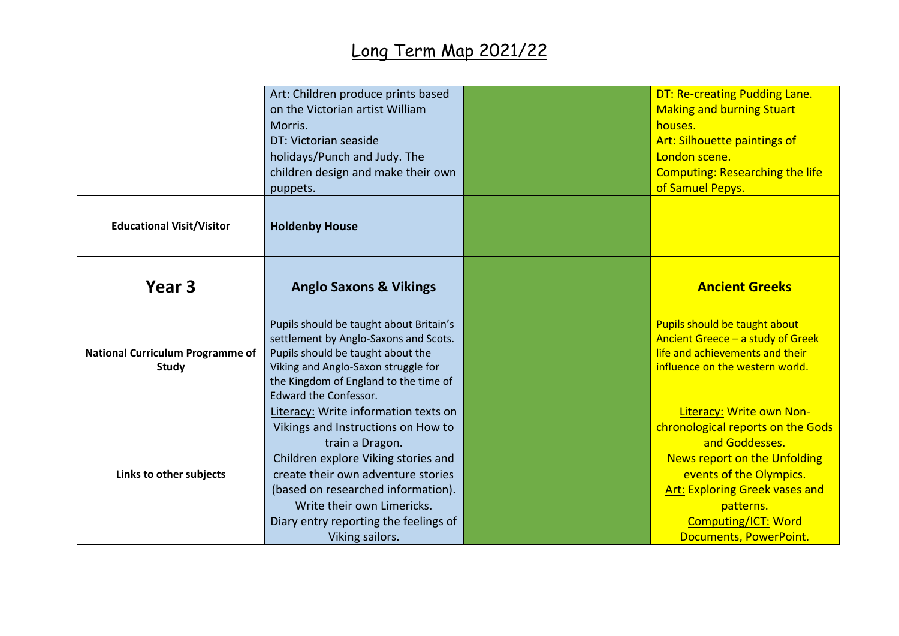# Long Term Map 2021/22

| | | | |
|---|---|---|---|
| | Art: Children produce prints based on the Victorian artist William Morris.<br>DT: Victorian seaside holidays/Punch and Judy. The children design and make their own puppets. | | DT: Re-creating Pudding Lane. Making and burning Stuart houses.<br>Art: Silhouette paintings of London scene.<br>Computing: Researching the life of Samuel Pepys. |
| **Educational Visit/Visitor** | **Holdenby House** | | |
| **Year 3** | **Anglo Saxons & Vikings** | | **Ancient Greeks** |
| **National Curriculum Programme of Study** | Pupils should be taught about Britain's settlement by Anglo-Saxons and Scots. Pupils should be taught about the Viking and Anglo-Saxon struggle for the Kingdom of England to the time of Edward the Confessor. | | Pupils should be taught about Ancient Greece – a study of Greek life and achievements and their influence on the western world. |
| **Links to other subjects** | Literacy: Write information texts on Vikings and Instructions on How to train a Dragon.<br>Children explore Viking stories and create their own adventure stories (based on researched information).<br>Write their own Limericks.<br>Diary entry reporting the feelings of Viking sailors. | | Literacy: Write own Non-chronological reports on the Gods and Goddesses.<br>News report on the Unfolding events of the Olympics.<br>Art: Exploring Greek vases and patterns.<br>Computing/ICT: Word Documents, PowerPoint. |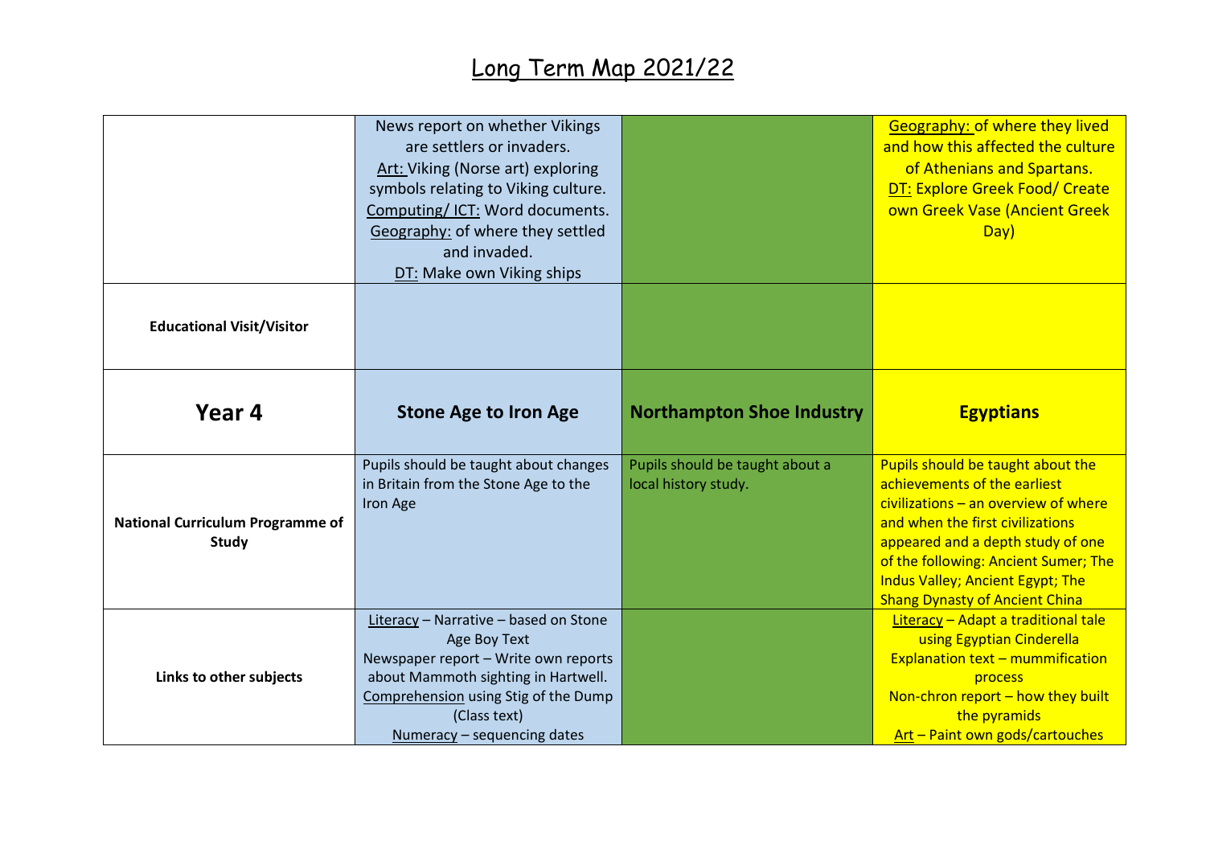# Long Term Map 2021/22

| | | | |
|---|---|---|---|
| | News report on whether Vikings are settlers or invaders. Art: Viking (Norse art) exploring symbols relating to Viking culture. Computing/ ICT: Word documents. Geography: of where they settled and invaded. DT: Make own Viking ships | | Geography: of where they lived and how this affected the culture of Athenians and Spartans. DT: Explore Greek Food/ Create own Greek Vase (Ancient Greek Day) |
| **Educational Visit/Visitor** | | | |
| **Year 4** | **Stone Age to Iron Age** | **Northampton Shoe Industry** | **Egyptians** |
| **National Curriculum Programme of Study** | Pupils should be taught about changes in Britain from the Stone Age to the Iron Age | Pupils should be taught about a local history study. | Pupils should be taught about the achievements of the earliest civilizations – an overview of where and when the first civilizations appeared and a depth study of one of the following: Ancient Sumer; The Indus Valley; Ancient Egypt; The Shang Dynasty of Ancient China |
| **Links to other subjects** | Literacy – Narrative – based on Stone Age Boy Text Newspaper report – Write own reports about Mammoth sighting in Hartwell. Comprehension using Stig of the Dump (Class text) Numeracy – sequencing dates | | Literacy – Adapt a traditional tale using Egyptian Cinderella Explanation text – mummification process Non-chron report – how they built the pyramids Art – Paint own gods/cartouches |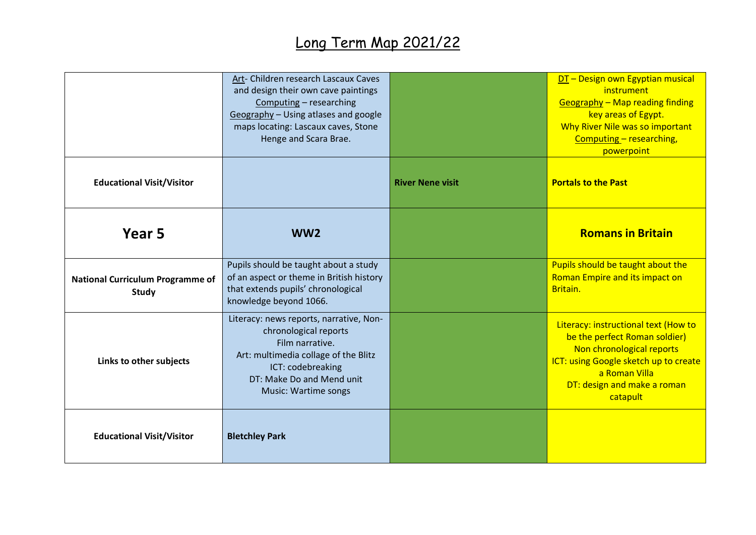# Long Term Map 2021/22

| | | | |
|---|---|---|---|
| | Art- Children research Lascaux Caves and design their own cave paintings<br>Computing – researching<br>Geography – Using atlases and google maps locating: Lascaux caves, Stone Henge and Scara Brae. | | DT – Design own Egyptian musical instrument<br>Geography – Map reading finding key areas of Egypt.<br>Why River Nile was so important<br>Computing – researching, powerpoint |
| **Educational Visit/Visitor** | | **River Nene visit** | **Portals to the Past** |
| **Year 5** | **WW2** | | **Romans in Britain** |
| **National Curriculum Programme of Study** | Pupils should be taught about a study of an aspect or theme in British history that extends pupils' chronological knowledge beyond 1066. | | Pupils should be taught about the Roman Empire and its impact on Britain. |
| **Links to other subjects** | Literacy: news reports, narrative, Non-chronological reports<br>Film narrative.<br>Art: multimedia collage of the Blitz<br>ICT: codebreaking<br>DT: Make Do and Mend unit<br>Music: Wartime songs | | Literacy: instructional text (How to be the perfect Roman soldier)<br>Non chronological reports<br>ICT: using Google sketch up to create a Roman Villa<br>DT: design and make a roman catapult |
| **Educational Visit/Visitor** | **Bletchley Park** | | |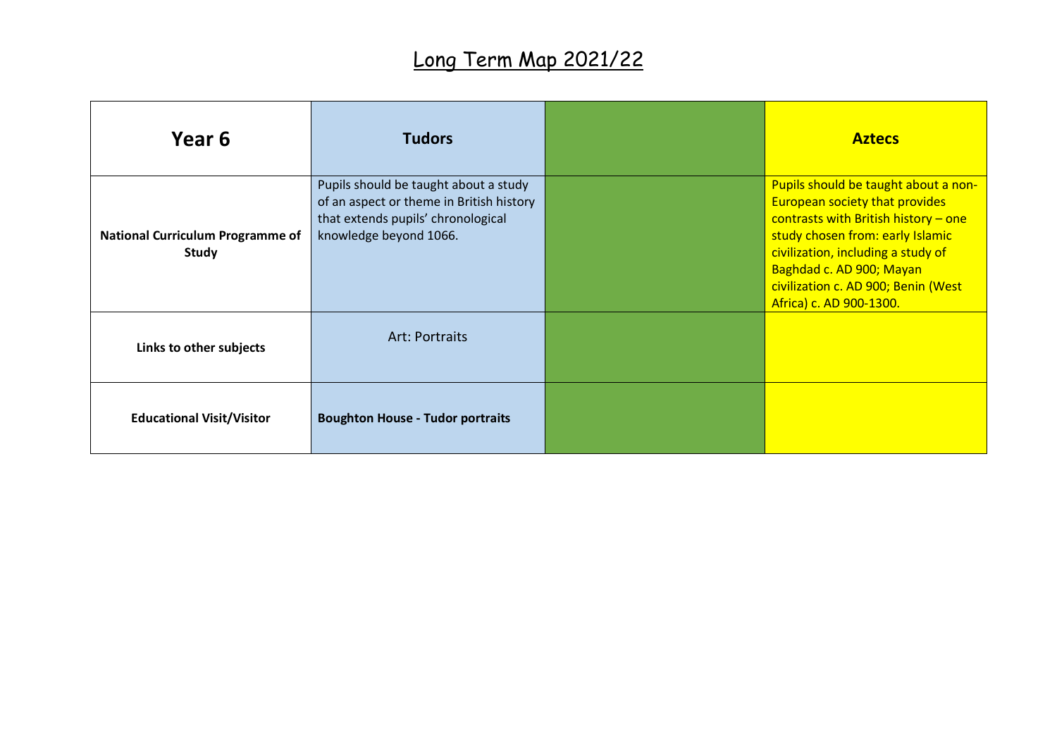# Long Term Map 2021/22

| Year 6 | Tudors | | Aztecs |
|---|---|---|---|
| **National Curriculum Programme of Study** | Pupils should be taught about a study of an aspect or theme in British history that extends pupils' chronological knowledge beyond 1066. | | Pupils should be taught about a non-European society that provides contrasts with British history – one study chosen from: early Islamic civilization, including a study of Baghdad c. AD 900; Mayan civilization c. AD 900; Benin (West Africa) c. AD 900-1300. |
| **Links to other subjects** | Art: Portraits | | |
| **Educational Visit/Visitor** | **Boughton House - Tudor portraits** | | |